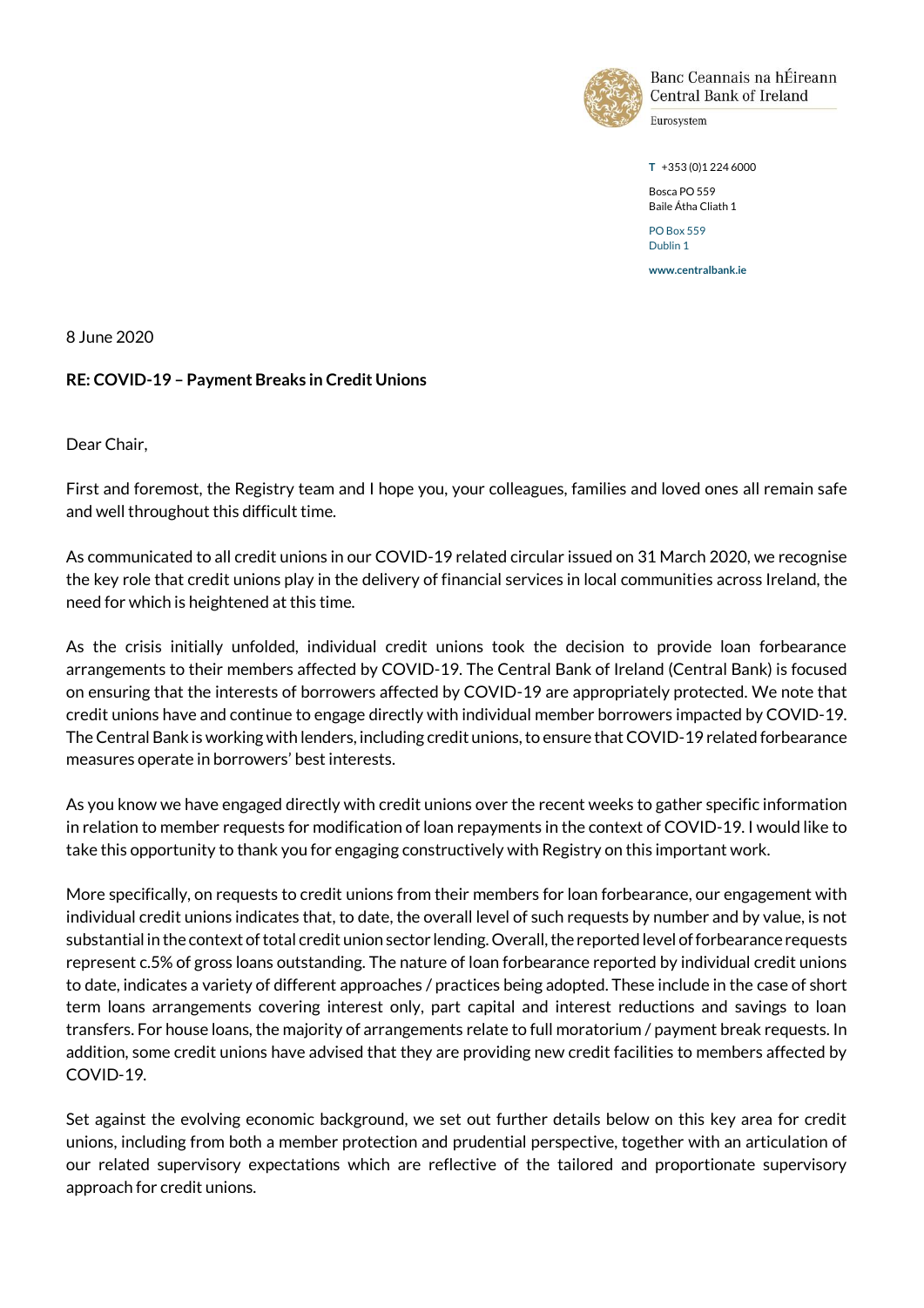Banc Ceannais na hÉireann
Central Bank of Ireland
Eurosystem

**T** +353 (0)1 224 6000

Bosca PO 559
Baile Átha Cliath 1

PO Box 559
Dublin 1

**www.centralbank.ie**

8 June 2020

**RE: COVID-19 – Payment Breaks in Credit Unions**

Dear Chair,

First and foremost, the Registry team and I hope you, your colleagues, families and loved ones all remain safe and well throughout this difficult time.

As communicated to all credit unions in our COVID-19 related circular issued on 31 March 2020, we recognise the key role that credit unions play in the delivery of financial services in local communities across Ireland, the need for which is heightened at this time.

As the crisis initially unfolded, individual credit unions took the decision to provide loan forbearance arrangements to their members affected by COVID-19. The Central Bank of Ireland (Central Bank) is focused on ensuring that the interests of borrowers affected by COVID-19 are appropriately protected. We note that credit unions have and continue to engage directly with individual member borrowers impacted by COVID-19. The Central Bank is working with lenders, including credit unions, to ensure that COVID-19 related forbearance measures operate in borrowers' best interests.

As you know we have engaged directly with credit unions over the recent weeks to gather specific information in relation to member requests for modification of loan repayments in the context of COVID-19. I would like to take this opportunity to thank you for engaging constructively with Registry on this important work.

More specifically, on requests to credit unions from their members for loan forbearance, our engagement with individual credit unions indicates that, to date, the overall level of such requests by number and by value, is not substantial in the context of total credit union sector lending. Overall, the reported level of forbearance requests represent c.5% of gross loans outstanding. The nature of loan forbearance reported by individual credit unions to date, indicates a variety of different approaches / practices being adopted. These include in the case of short term loans arrangements covering interest only, part capital and interest reductions and savings to loan transfers. For house loans, the majority of arrangements relate to full moratorium / payment break requests. In addition, some credit unions have advised that they are providing new credit facilities to members affected by COVID-19.

Set against the evolving economic background, we set out further details below on this key area for credit unions, including from both a member protection and prudential perspective, together with an articulation of our related supervisory expectations which are reflective of the tailored and proportionate supervisory approach for credit unions.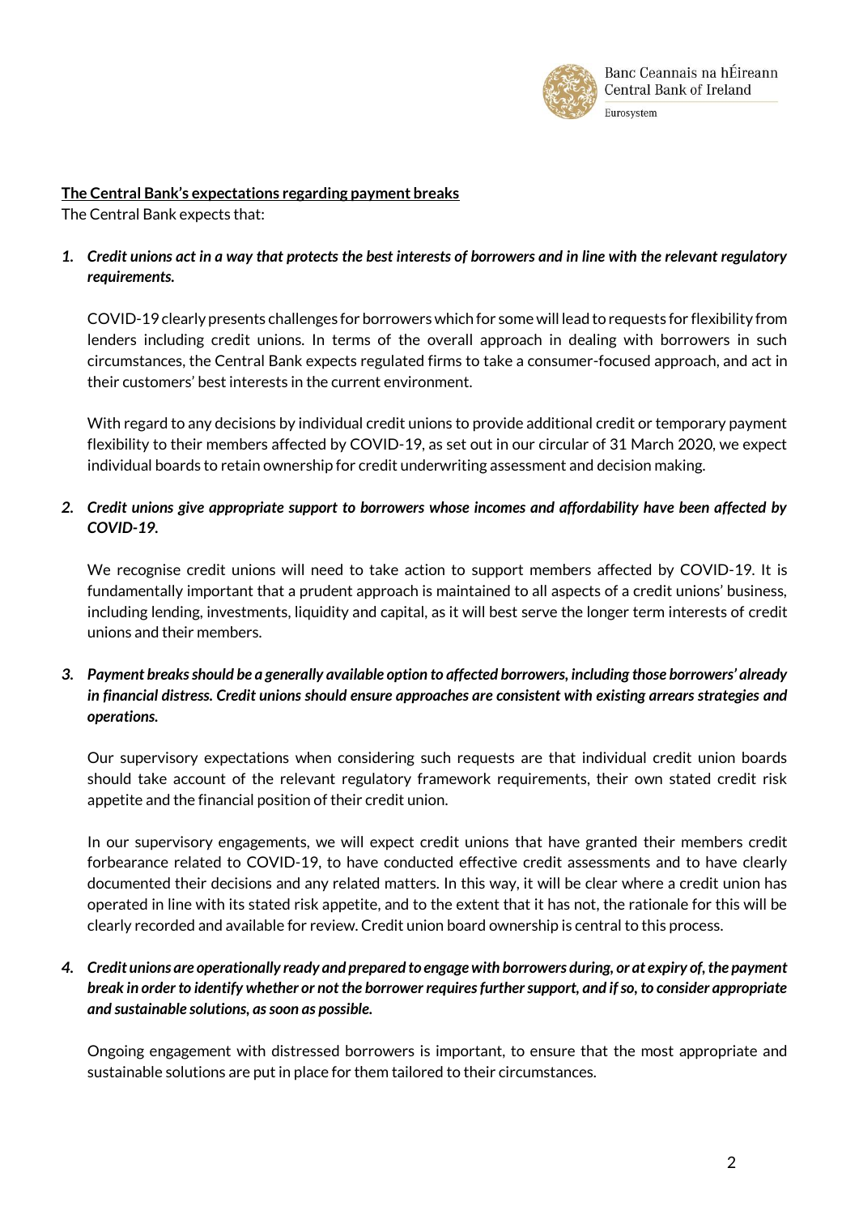**<u>The Central Bank's expectations regarding payment breaks</u>**

The Central Bank expects that:

1. ***Credit unions act in a way that protects the best interests of borrowers and in line with the relevant regulatory requirements.***

   COVID-19 clearly presents challenges for borrowers which for some will lead to requests for flexibility from lenders including credit unions. In terms of the overall approach in dealing with borrowers in such circumstances, the Central Bank expects regulated firms to take a consumer-focused approach, and act in their customers' best interests in the current environment.

   With regard to any decisions by individual credit unions to provide additional credit or temporary payment flexibility to their members affected by COVID-19, as set out in our circular of 31 March 2020, we expect individual boards to retain ownership for credit underwriting assessment and decision making.

2. ***Credit unions give appropriate support to borrowers whose incomes and affordability have been affected by COVID-19.***

   We recognise credit unions will need to take action to support members affected by COVID-19. It is fundamentally important that a prudent approach is maintained to all aspects of a credit unions' business, including lending, investments, liquidity and capital, as it will best serve the longer term interests of credit unions and their members.

3. ***Payment breaks should be a generally available option to affected borrowers, including those borrowers' already in financial distress. Credit unions should ensure approaches are consistent with existing arrears strategies and operations.***

   Our supervisory expectations when considering such requests are that individual credit union boards should take account of the relevant regulatory framework requirements, their own stated credit risk appetite and the financial position of their credit union.

   In our supervisory engagements, we will expect credit unions that have granted their members credit forbearance related to COVID-19, to have conducted effective credit assessments and to have clearly documented their decisions and any related matters. In this way, it will be clear where a credit union has operated in line with its stated risk appetite, and to the extent that it has not, the rationale for this will be clearly recorded and available for review. Credit union board ownership is central to this process.

4. ***Credit unions are operationally ready and prepared to engage with borrowers during, or at expiry of, the payment break in order to identify whether or not the borrower requires further support, and if so, to consider appropriate and sustainable solutions, as soon as possible.***

   Ongoing engagement with distressed borrowers is important, to ensure that the most appropriate and sustainable solutions are put in place for them tailored to their circumstances.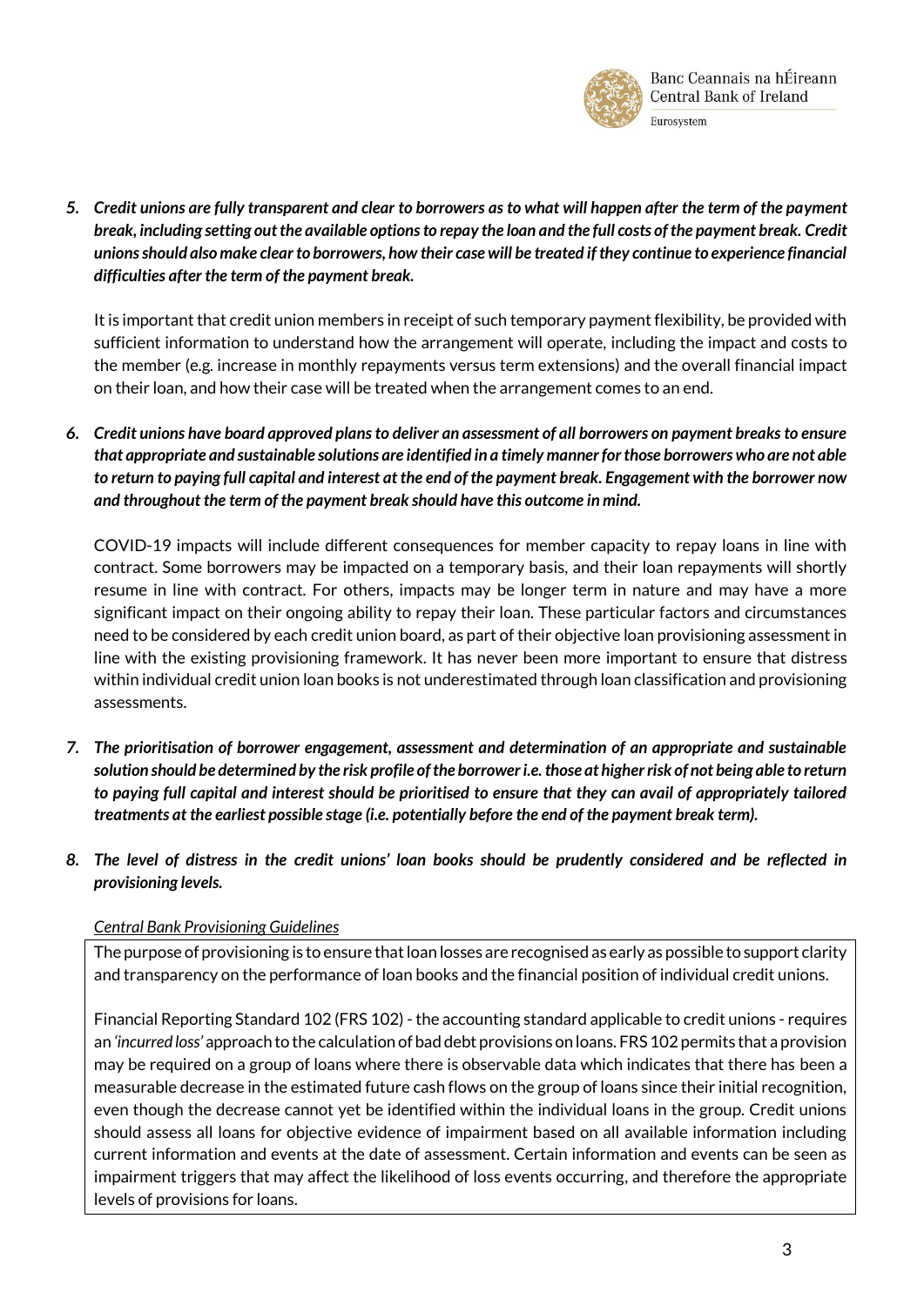5. ***Credit unions are fully transparent and clear to borrowers as to what will happen after the term of the payment break, including setting out the available options to repay the loan and the full costs of the payment break. Credit unions should also make clear to borrowers, how their case will be treated if they continue to experience financial difficulties after the term of the payment break.***

   It is important that credit union members in receipt of such temporary payment flexibility, be provided with sufficient information to understand how the arrangement will operate, including the impact and costs to the member (e.g. increase in monthly repayments versus term extensions) and the overall financial impact on their loan, and how their case will be treated when the arrangement comes to an end.

6. ***Credit unions have board approved plans to deliver an assessment of all borrowers on payment breaks to ensure that appropriate and sustainable solutions are identified in a timely manner for those borrowers who are not able to return to paying full capital and interest at the end of the payment break. Engagement with the borrower now and throughout the term of the payment break should have this outcome in mind.***

   COVID-19 impacts will include different consequences for member capacity to repay loans in line with contract. Some borrowers may be impacted on a temporary basis, and their loan repayments will shortly resume in line with contract. For others, impacts may be longer term in nature and may have a more significant impact on their ongoing ability to repay their loan. These particular factors and circumstances need to be considered by each credit union board, as part of their objective loan provisioning assessment in line with the existing provisioning framework. It has never been more important to ensure that distress within individual credit union loan books is not underestimated through loan classification and provisioning assessments.

7. ***The prioritisation of borrower engagement, assessment and determination of an appropriate and sustainable solution should be determined by the risk profile of the borrower i.e. those at higher risk of not being able to return to paying full capital and interest should be prioritised to ensure that they can avail of appropriately tailored treatments at the earliest possible stage (i.e. potentially before the end of the payment break term).***

8. ***The level of distress in the credit unions' loan books should be prudently considered and be reflected in provisioning levels.***

   *Central Bank Provisioning Guidelines*

   The purpose of provisioning is to ensure that loan losses are recognised as early as possible to support clarity and transparency on the performance of loan books and the financial position of individual credit unions.

   Financial Reporting Standard 102 (FRS 102) - the accounting standard applicable to credit unions - requires an *'incurred loss'* approach to the calculation of bad debt provisions on loans. FRS 102 permits that a provision may be required on a group of loans where there is observable data which indicates that there has been a measurable decrease in the estimated future cash flows on the group of loans since their initial recognition, even though the decrease cannot yet be identified within the individual loans in the group. Credit unions should assess all loans for objective evidence of impairment based on all available information including current information and events at the date of assessment. Certain information and events can be seen as impairment triggers that may affect the likelihood of loss events occurring, and therefore the appropriate levels of provisions for loans.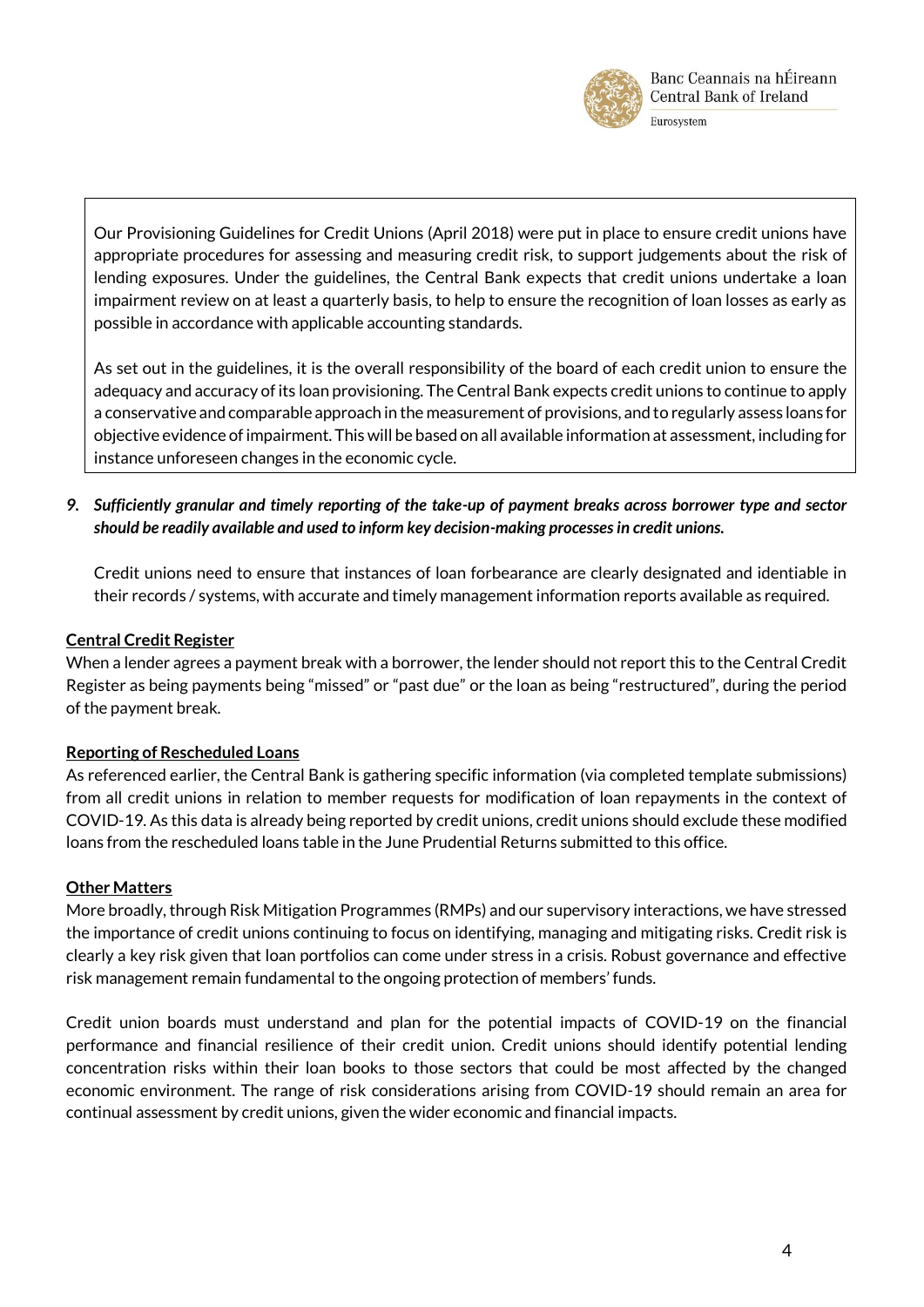> Our Provisioning Guidelines for Credit Unions (April 2018) were put in place to ensure credit unions have appropriate procedures for assessing and measuring credit risk, to support judgements about the risk of lending exposures. Under the guidelines, the Central Bank expects that credit unions undertake a loan impairment review on at least a quarterly basis, to help to ensure the recognition of loan losses as early as possible in accordance with applicable accounting standards.
>
> As set out in the guidelines, it is the overall responsibility of the board of each credit union to ensure the adequacy and accuracy of its loan provisioning. The Central Bank expects credit unions to continue to apply a conservative and comparable approach in the measurement of provisions, and to regularly assess loans for objective evidence of impairment. This will be based on all available information at assessment, including for instance unforeseen changes in the economic cycle.

9. ***Sufficiently granular and timely reporting of the take-up of payment breaks across borrower type and sector should be readily available and used to inform key decision-making processes in credit unions.***

   Credit unions need to ensure that instances of loan forbearance are clearly designated and identiable in their records / systems, with accurate and timely management information reports available as required.

**Central Credit Register**

When a lender agrees a payment break with a borrower, the lender should not report this to the Central Credit Register as being payments being "missed" or "past due" or the loan as being "restructured", during the period of the payment break.

**Reporting of Rescheduled Loans**

As referenced earlier, the Central Bank is gathering specific information (via completed template submissions) from all credit unions in relation to member requests for modification of loan repayments in the context of COVID-19. As this data is already being reported by credit unions, credit unions should exclude these modified loans from the rescheduled loans table in the June Prudential Returns submitted to this office.

**Other Matters**

More broadly, through Risk Mitigation Programmes (RMPs) and our supervisory interactions, we have stressed the importance of credit unions continuing to focus on identifying, managing and mitigating risks. Credit risk is clearly a key risk given that loan portfolios can come under stress in a crisis. Robust governance and effective risk management remain fundamental to the ongoing protection of members' funds.

Credit union boards must understand and plan for the potential impacts of COVID-19 on the financial performance and financial resilience of their credit union. Credit unions should identify potential lending concentration risks within their loan books to those sectors that could be most affected by the changed economic environment. The range of risk considerations arising from COVID-19 should remain an area for continual assessment by credit unions, given the wider economic and financial impacts.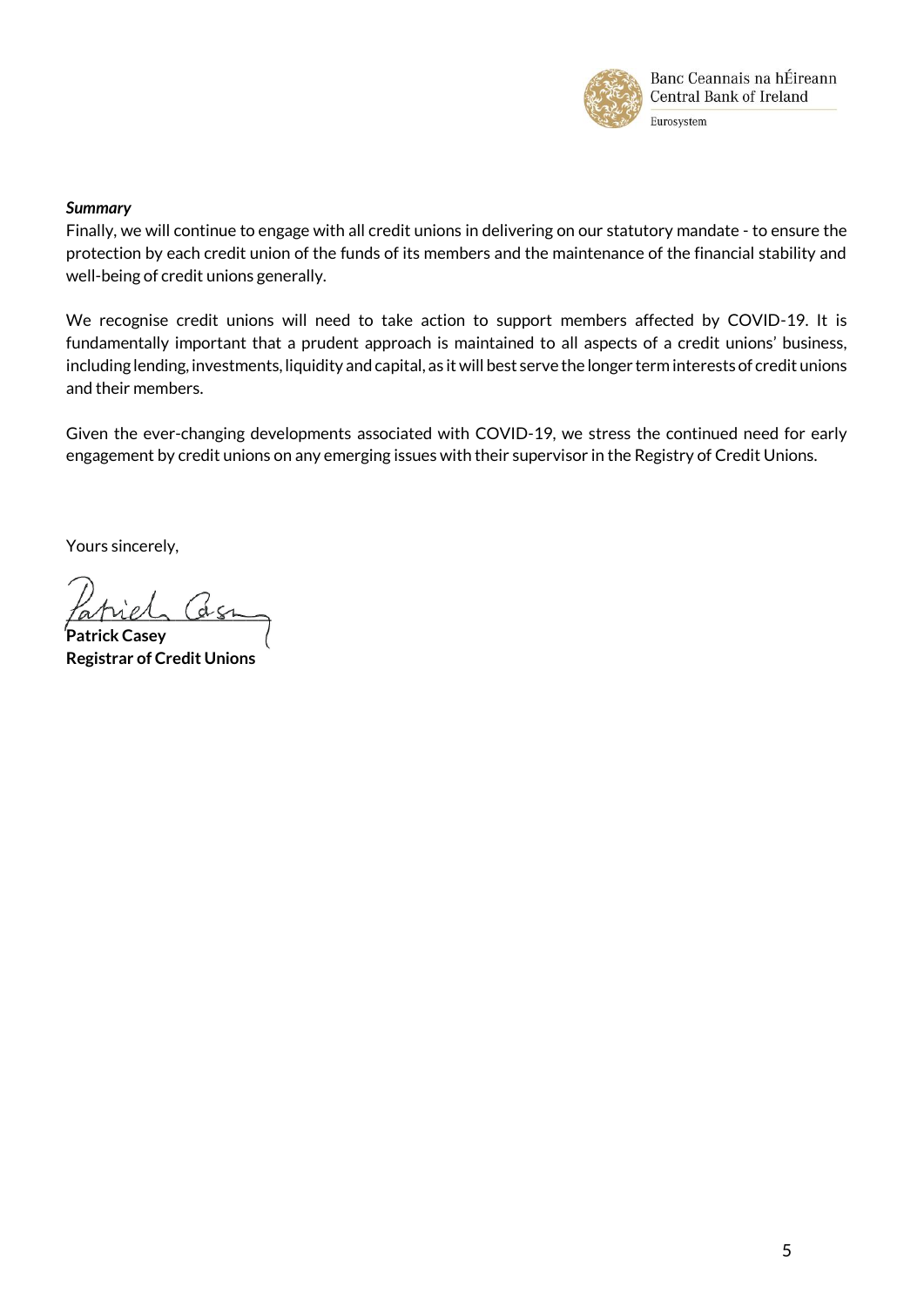***Summary***

Finally, we will continue to engage with all credit unions in delivering on our statutory mandate - to ensure the protection by each credit union of the funds of its members and the maintenance of the financial stability and well-being of credit unions generally.

We recognise credit unions will need to take action to support members affected by COVID-19. It is fundamentally important that a prudent approach is maintained to all aspects of a credit unions' business, including lending, investments, liquidity and capital, as it will best serve the longer term interests of credit unions and their members.

Given the ever-changing developments associated with COVID-19, we stress the continued need for early engagement by credit unions on any emerging issues with their supervisor in the Registry of Credit Unions.

Yours sincerely,

**Patrick Casey**
**Registrar of Credit Unions**